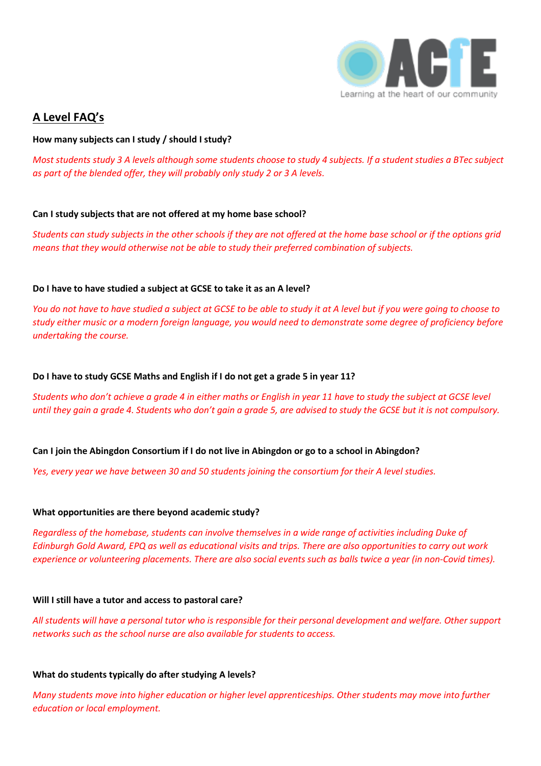## A Level FAQ's

**How many subjects can I study / should I study?**

*Most students study 3 A levels although some students choose to study 4 subjects. If a student studies a BTec subject as part of the blended offer, they will probably only study 2 or 3 A levels.*

**Can I study subjects that are not offered at my home base school?**

*Students can study subjects in the other schools if they are not offered at the home base school or if the options grid means that they would otherwise not be able to study their preferred combination of subjects.*

**Do I have to have studied a subject at GCSE to take it as an A level?**

*You do not have to have studied a subject at GCSE to be able to study it at A level but if you were going to choose to study either music or a modern foreign language, you would need to demonstrate some degree of proficiency before undertaking the course.*

**Do I have to study GCSE Maths and English if I do not get a grade 5 in year 11?**

*Students who don't achieve a grade 4 in either maths or English in year 11 have to study the subject at GCSE level until they gain a grade 4. Students who don't gain a grade 5, are advised to study the GCSE but it is not compulsory.*

**Can I join the Abingdon Consortium if I do not live in Abingdon or go to a school in Abingdon?**

*Yes, every year we have between 30 and 50 students joining the consortium for their A level studies.*

**What opportunities are there beyond academic study?**

*Regardless of the homebase, students can involve themselves in a wide range of activities including Duke of Edinburgh Gold Award, EPQ as well as educational visits and trips. There are also opportunities to carry out work experience or volunteering placements. There are also social events such as balls twice a year (in non-Covid times).*

**Will I still have a tutor and access to pastoral care?**

*All students will have a personal tutor who is responsible for their personal development and welfare. Other support networks such as the school nurse are also available for students to access.*

**What do students typically do after studying A levels?**

*Many students move into higher education or higher level apprenticeships. Other students may move into further education or local employment.*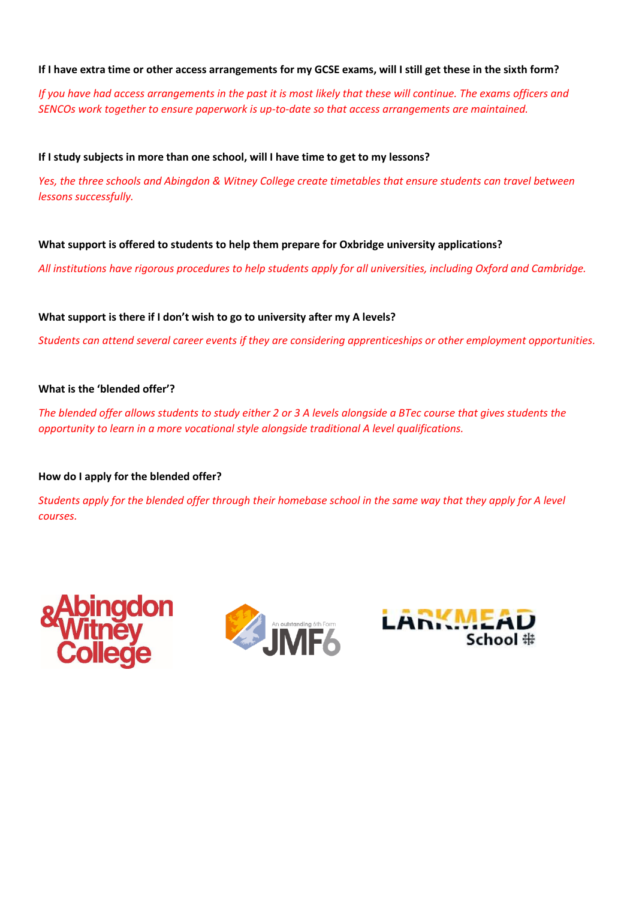**If I have extra time or other access arrangements for my GCSE exams, will I still get these in the sixth form?**

*If you have had access arrangements in the past it is most likely that these will continue. The exams officers and SENCOs work together to ensure paperwork is up-to-date so that access arrangements are maintained.*

**If I study subjects in more than one school, will I have time to get to my lessons?**

*Yes, the three schools and Abingdon & Witney College create timetables that ensure students can travel between lessons successfully.*

**What support is offered to students to help them prepare for Oxbridge university applications?**

*All institutions have rigorous procedures to help students apply for all universities, including Oxford and Cambridge.*

**What support is there if I don't wish to go to university after my A levels?**

*Students can attend several career events if they are considering apprenticeships or other employment opportunities.*

**What is the 'blended offer'?**

*The blended offer allows students to study either 2 or 3 A levels alongside a BTec course that gives students the opportunity to learn in a more vocational style alongside traditional A level qualifications.*

**How do I apply for the blended offer?**

*Students apply for the blended offer through their homebase school in the same way that they apply for A level courses.*

Abingdon & Witney College

An outstanding 6th Form JMF6

LARKMEAD School